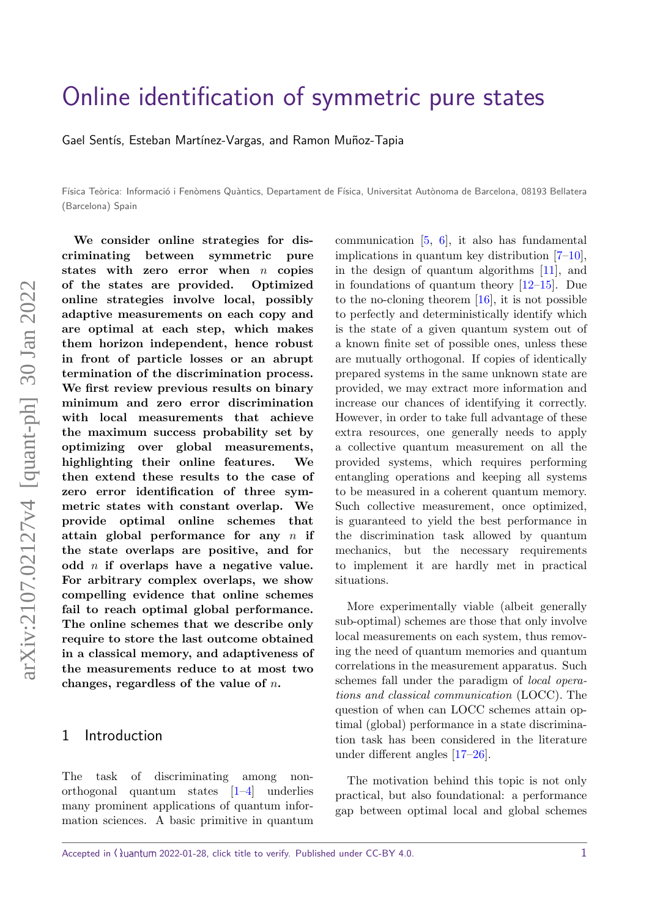# Online identification of symmetric pure states

Gael Sentís, Esteban Martínez-Vargas, and Ramon Muñoz-Tapia

Física Teòrica: Informació i Fenòmens Quàntics, Departament de Física, Universitat Autònoma de Barcelona, 08193 Bellatera (Barcelona) Spain

**We consider online strategies for discriminating between symmetric pure states with zero error when $n$ copies of the states are provided. Optimized online strategies involve local, possibly adaptive measurements on each copy and are optimal at each step, which makes them horizon independent, hence robust in front of particle losses or an abrupt termination of the discrimination process. We first review previous results on binary minimum and zero error discrimination with local measurements that achieve the maximum success probability set by optimizing over global measurements, highlighting their online features. We then extend these results to the case of zero error identification of three symmetric states with constant overlap. We provide optimal online schemes that attain global performance for any $n$ if the state overlaps are positive, and for odd $n$ if overlaps have a negative value. For arbitrary complex overlaps, we show compelling evidence that online schemes fail to reach optimal global performance. The online schemes that we describe only require to store the last outcome obtained in a classical memory, and adaptiveness of the measurements reduce to at most two changes, regardless of the value of $n$.**

## 1 Introduction

The task of discriminating among non-orthogonal quantum states [1–4] underlies many prominent applications of quantum information sciences. A basic primitive in quantum communication [5, 6], it also has fundamental implications in quantum key distribution [7–10], in the design of quantum algorithms [11], and in foundations of quantum theory [12–15]. Due to the no-cloning theorem [16], it is not possible to perfectly and deterministically identify which is the state of a given quantum system out of a known finite set of possible ones, unless these are mutually orthogonal. If copies of identically prepared systems in the same unknown state are provided, we may extract more information and increase our chances of identifying it correctly. However, in order to take full advantage of these extra resources, one generally needs to apply a collective quantum measurement on all the provided systems, which requires performing entangling operations and keeping all systems to be measured in a coherent quantum memory. Such collective measurement, once optimized, is guaranteed to yield the best performance in the discrimination task allowed by quantum mechanics, but the necessary requirements to implement it are hardly met in practical situations.

More experimentally viable (albeit generally sub-optimal) schemes are those that only involve local measurements on each system, thus removing the need of quantum memories and quantum correlations in the measurement apparatus. Such schemes fall under the paradigm of *local operations and classical communication* (LOCC). The question of when can LOCC schemes attain optimal (global) performance in a state discrimination task has been considered in the literature under different angles [17–26].

The motivation behind this topic is not only practical, but also foundational: a performance gap between optimal local and global schemes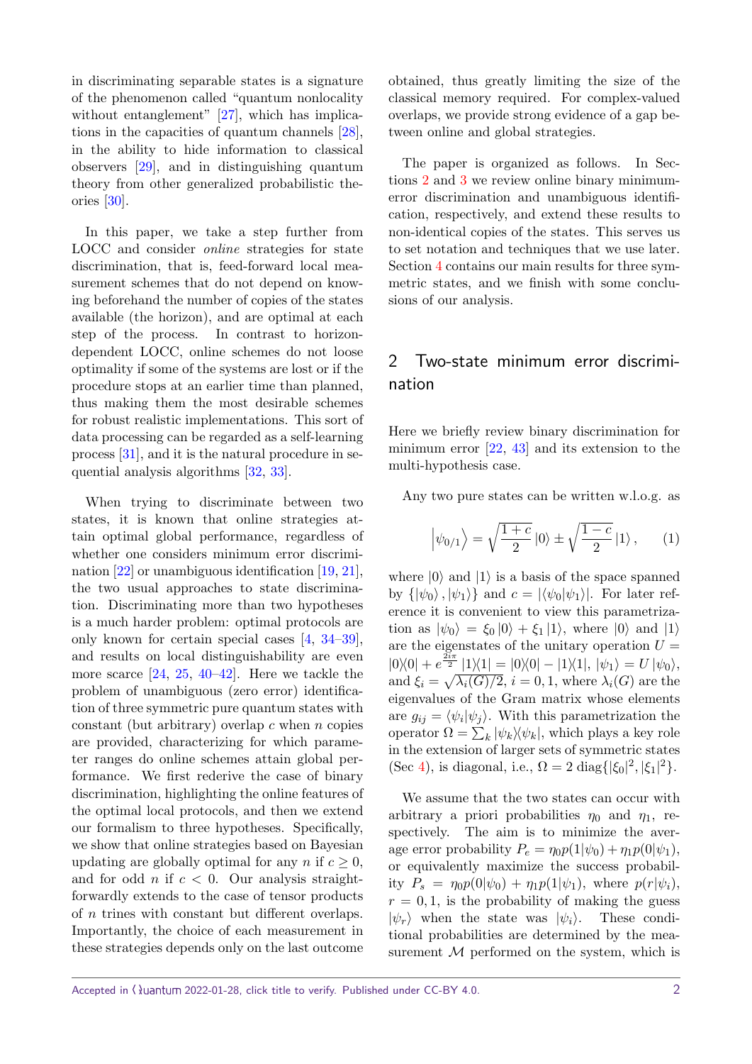in discriminating separable states is a signature of the phenomenon called "quantum nonlocality without entanglement" [27], which has implications in the capacities of quantum channels [28], in the ability to hide information to classical observers [29], and in distinguishing quantum theory from other generalized probabilistic theories [30].

In this paper, we take a step further from LOCC and consider *online* strategies for state discrimination, that is, feed-forward local measurement schemes that do not depend on knowing beforehand the number of copies of the states available (the horizon), and are optimal at each step of the process. In contrast to horizon-dependent LOCC, online schemes do not loose optimality if some of the systems are lost or if the procedure stops at an earlier time than planned, thus making them the most desirable schemes for robust realistic implementations. This sort of data processing can be regarded as a self-learning process [31], and it is the natural procedure in sequential analysis algorithms [32, 33].

When trying to discriminate between two states, it is known that online strategies attain optimal global performance, regardless of whether one considers minimum error discrimination [22] or unambiguous identification [19, 21], the two usual approaches to state discrimination. Discriminating more than two hypotheses is a much harder problem: optimal protocols are only known for certain special cases [4, 34–39], and results on local distinguishability are even more scarce [24, 25, 40–42]. Here we tackle the problem of unambiguous (zero error) identification of three symmetric pure quantum states with constant (but arbitrary) overlap $c$ when $n$ copies are provided, characterizing for which parameter ranges do online schemes attain global performance. We first rederive the case of binary discrimination, highlighting the online features of the optimal local protocols, and then we extend our formalism to three hypotheses. Specifically, we show that online strategies based on Bayesian updating are globally optimal for any $n$ if $c \geq 0$, and for odd $n$ if $c < 0$. Our analysis straightforwardly extends to the case of tensor products of $n$ trines with constant but different overlaps. Importantly, the choice of each measurement in these strategies depends only on the last outcome obtained, thus greatly limiting the size of the classical memory required. For complex-valued overlaps, we provide strong evidence of a gap between online and global strategies.

The paper is organized as follows. In Sections 2 and 3 we review online binary minimum-error discrimination and unambiguous identification, respectively, and extend these results to non-identical copies of the states. This serves us to set notation and techniques that we use later. Section 4 contains our main results for three symmetric states, and we finish with some conclusions of our analysis.

## 2 Two-state minimum error discrimination

Here we briefly review binary discrimination for minimum error [22, 43] and its extension to the multi-hypothesis case.

Any two pure states can be written w.l.o.g. as

$$\left|\psi_{0/1}\right\rangle = \sqrt{\frac{1+c}{2}}\left|0\right\rangle \pm \sqrt{\frac{1-c}{2}}\left|1\right\rangle, \qquad (1)$$

where $|0\rangle$ and $|1\rangle$ is a basis of the space spanned by $\{|\psi_0\rangle, |\psi_1\rangle\}$ and $c = |\langle\psi_0|\psi_1\rangle|$. For later reference it is convenient to view this parametrization as $|\psi_0\rangle = \xi_0 |0\rangle + \xi_1 |1\rangle$, where $|0\rangle$ and $|1\rangle$ are the eigenstates of the unitary operation $U = |0\rangle\langle 0| + e^{\frac{2i\pi}{2}} |1\rangle\langle 1| = |0\rangle\langle 0| - |1\rangle\langle 1|$, $|\psi_1\rangle = U|\psi_0\rangle$, and $\xi_i = \sqrt{\lambda_i(G)/2}$, $i = 0, 1$, where $\lambda_i(G)$ are the eigenvalues of the Gram matrix whose elements are $g_{ij} = \langle\psi_i|\psi_j\rangle$. With this parametrization the operator $\Omega = \sum_k |\psi_k\rangle\langle\psi_k|$, which plays a key role in the extension of larger sets of symmetric states (Sec 4), is diagonal, i.e., $\Omega = 2\,\mathrm{diag}\{|\xi_0|^2, |\xi_1|^2\}$.

We assume that the two states can occur with arbitrary a priori probabilities $\eta_0$ and $\eta_1$, respectively. The aim is to minimize the average error probability $P_e = \eta_0 p(1|\psi_0) + \eta_1 p(0|\psi_1)$, or equivalently maximize the success probability $P_s = \eta_0 p(0|\psi_0) + \eta_1 p(1|\psi_1)$, where $p(r|\psi_i)$, $r = 0, 1$, is the probability of making the guess $|\psi_r\rangle$ when the state was $|\psi_i\rangle$. These conditional probabilities are determined by the measurement $\mathcal{M}$ performed on the system, which is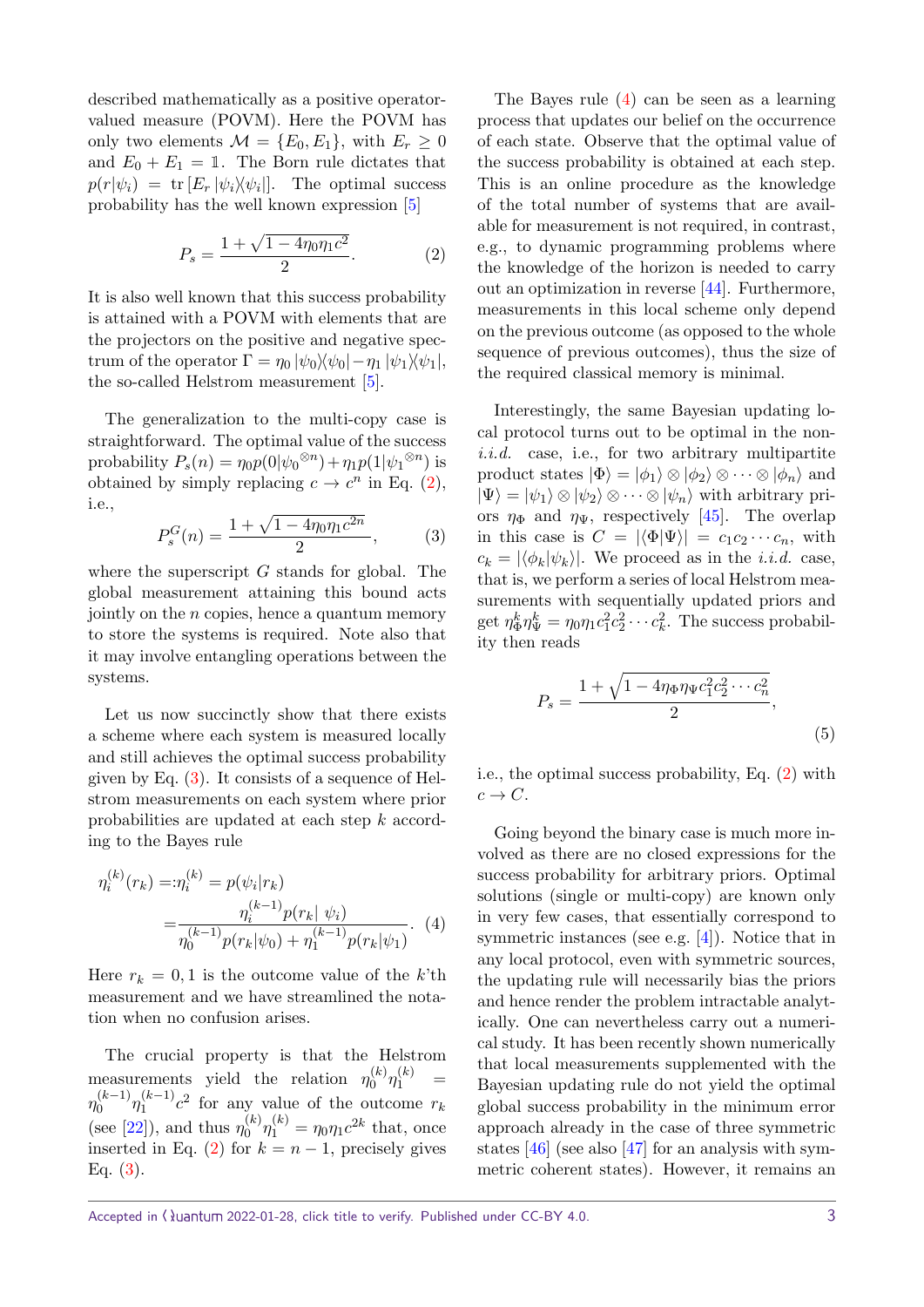described mathematically as a positive operator-valued measure (POVM). Here the POVM has only two elements $\mathcal{M} = \{E_0, E_1\}$, with $E_r \geq 0$ and $E_0 + E_1 = \mathbb{1}$. The Born rule dictates that $p(r|\psi_i) = \operatorname{tr}[E_r |\psi_i\rangle\langle\psi_i|]$. The optimal success probability has the well known expression [5]

$$P_s = \frac{1 + \sqrt{1 - 4\eta_0\eta_1 c^2}}{2}. \tag{2}$$

It is also well known that this success probability is attained with a POVM with elements that are the projectors on the positive and negative spectrum of the operator $\Gamma = \eta_0 |\psi_0\rangle\langle\psi_0| - \eta_1 |\psi_1\rangle\langle\psi_1|$, the so-called Helstrom measurement [5].

The generalization to the multi-copy case is straightforward. The optimal value of the success probability $P_s(n) = \eta_0 p(0|\psi_0{}^{\otimes n}) + \eta_1 p(1|\psi_1{}^{\otimes n})$ is obtained by simply replacing $c \to c^n$ in Eq. (2), i.e.,

$$P_s^G(n) = \frac{1 + \sqrt{1 - 4\eta_0\eta_1 c^{2n}}}{2}, \tag{3}$$

where the superscript $G$ stands for global. The global measurement attaining this bound acts jointly on the $n$ copies, hence a quantum memory to store the systems is required. Note also that it may involve entangling operations between the systems.

Let us now succinctly show that there exists a scheme where each system is measured locally and still achieves the optimal success probability given by Eq. (3). It consists of a sequence of Helstrom measurements on each system where prior probabilities are updated at each step $k$ according to the Bayes rule

$$\begin{aligned} \eta_i^{(k)}(r_k) =: \eta_i^{(k)} &= p(\psi_i|r_k) \\ &= \frac{\eta_i^{(k-1)} p(r_k|\ \psi_i)}{\eta_0^{(k-1)} p(r_k|\psi_0) + \eta_1^{(k-1)} p(r_k|\psi_1)}. \end{aligned} \tag{4}$$

Here $r_k = 0, 1$ is the outcome value of the $k$'th measurement and we have streamlined the notation when no confusion arises.

The crucial property is that the Helstrom measurements yield the relation $\eta_0^{(k)}\eta_1^{(k)} = \eta_0^{(k-1)}\eta_1^{(k-1)} c^2$ for any value of the outcome $r_k$ (see [22]), and thus $\eta_0^{(k)}\eta_1^{(k)} = \eta_0\eta_1 c^{2k}$ that, once inserted in Eq. (2) for $k = n-1$, precisely gives Eq. (3).

The Bayes rule (4) can be seen as a learning process that updates our belief on the occurrence of each state. Observe that the optimal value of the success probability is obtained at each step. This is an online procedure as the knowledge of the total number of systems that are available for measurement is not required, in contrast, e.g., to dynamic programming problems where the knowledge of the horizon is needed to carry out an optimization in reverse [44]. Furthermore, measurements in this local scheme only depend on the previous outcome (as opposed to the whole sequence of previous outcomes), thus the size of the required classical memory is minimal.

Interestingly, the same Bayesian updating local protocol turns out to be optimal in the non-*i.i.d.* case, i.e., for two arbitrary multipartite product states $|\Phi\rangle = |\phi_1\rangle \otimes |\phi_2\rangle \otimes \cdots \otimes |\phi_n\rangle$ and $|\Psi\rangle = |\psi_1\rangle \otimes |\psi_2\rangle \otimes \cdots \otimes |\psi_n\rangle$ with arbitrary priors $\eta_\Phi$ and $\eta_\Psi$, respectively [45]. The overlap in this case is $C = |\langle\Phi|\Psi\rangle| = c_1 c_2 \cdots c_n$, with $c_k = |\langle\phi_k|\psi_k\rangle|$. We proceed as in the *i.i.d.* case, that is, we perform a series of local Helstrom measurements with sequentially updated priors and get $\eta_\Phi^k \eta_\Psi^k = \eta_0\eta_1 c_1^2 c_2^2 \cdots c_k^2$. The success probability then reads

$$P_s = \frac{1 + \sqrt{1 - 4\eta_\Phi\eta_\Psi c_1^2 c_2^2 \cdots c_n^2}}{2}, \tag{5}$$

i.e., the optimal success probability, Eq. (2) with $c \to C$.

Going beyond the binary case is much more involved as there are no closed expressions for the success probability for arbitrary priors. Optimal solutions (single or multi-copy) are known only in very few cases, that essentially correspond to symmetric instances (see e.g. [4]). Notice that in any local protocol, even with symmetric sources, the updating rule will necessarily bias the priors and hence render the problem intractable analytically. One can nevertheless carry out a numerical study. It has been recently shown numerically that local measurements supplemented with the Bayesian updating rule do not yield the optimal global success probability in the minimum error approach already in the case of three symmetric states [46] (see also [47] for an analysis with symmetric coherent states). However, it remains an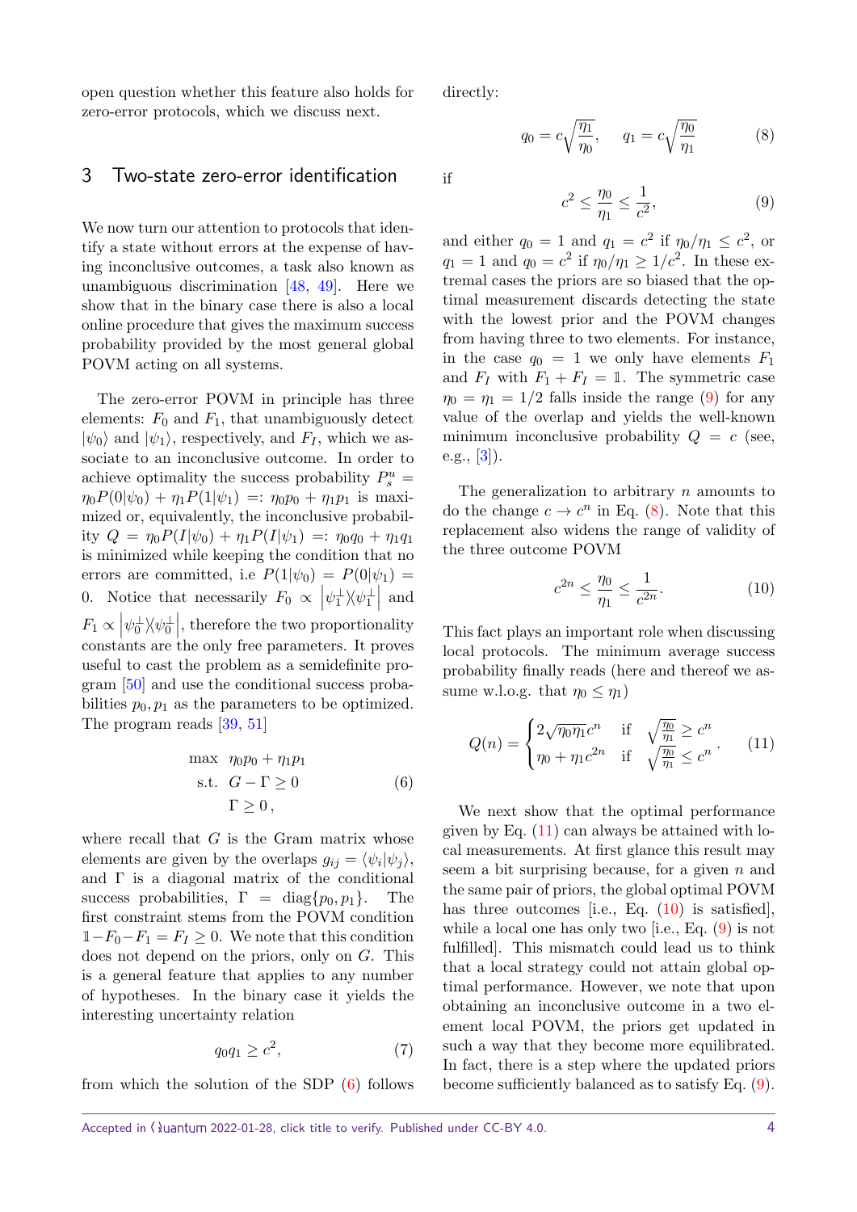open question whether this feature also holds for zero-error protocols, which we discuss next.

## 3 Two-state zero-error identification

We now turn our attention to protocols that identify a state without errors at the expense of having inconclusive outcomes, a task also known as unambiguous discrimination [48, 49]. Here we show that in the binary case there is also a local online procedure that gives the maximum success probability provided by the most general global POVM acting on all systems.

The zero-error POVM in principle has three elements: $F_0$ and $F_1$, that unambiguously detect $|\psi_0\rangle$ and $|\psi_1\rangle$, respectively, and $F_I$, which we associate to an inconclusive outcome. In order to achieve optimality the success probability $P_s^u = \eta_0 P(0|\psi_0) + \eta_1 P(1|\psi_1) =: \eta_0 p_0 + \eta_1 p_1$ is maximized or, equivalently, the inconclusive probability $Q = \eta_0 P(I|\psi_0) + \eta_1 P(I|\psi_1) =: \eta_0 q_0 + \eta_1 q_1$ is minimized while keeping the condition that no errors are committed, i.e $P(1|\psi_0) = P(0|\psi_1) = 0$. Notice that necessarily $F_0 \propto \left|\psi_1^\perp\rangle\!\langle\psi_1^\perp\right|$ and $F_1 \propto \left|\psi_0^\perp\rangle\!\langle\psi_0^\perp\right|$, therefore the two proportionality constants are the only free parameters. It proves useful to cast the problem as a semidefinite program [50] and use the conditional success probabilities $p_0, p_1$ as the parameters to be optimized. The program reads [39, 51]

$$
\begin{aligned}
\max \quad & \eta_0 p_0 + \eta_1 p_1 \\
\text{s.t.} \quad & G - \Gamma \geq 0 \\
& \Gamma \geq 0\,,
\end{aligned}
\tag{6}
$$

where recall that $G$ is the Gram matrix whose elements are given by the overlaps $g_{ij} = \langle\psi_i|\psi_j\rangle$, and $\Gamma$ is a diagonal matrix of the conditional success probabilities, $\Gamma = \operatorname{diag}\{p_0, p_1\}$. The first constraint stems from the POVM condition $\mathbb{1} - F_0 - F_1 = F_I \geq 0$. We note that this condition does not depend on the priors, only on $G$. This is a general feature that applies to any number of hypotheses. In the binary case it yields the interesting uncertainty relation

$$
q_0 q_1 \geq c^2, \tag{7}
$$

from which the solution of the SDP (6) follows directly:

$$
q_0 = c\sqrt{\frac{\eta_1}{\eta_0}}, \qquad q_1 = c\sqrt{\frac{\eta_0}{\eta_1}} \tag{8}
$$

if

$$
c^2 \leq \frac{\eta_0}{\eta_1} \leq \frac{1}{c^2}, \tag{9}
$$

and either $q_0 = 1$ and $q_1 = c^2$ if $\eta_0/\eta_1 \leq c^2$, or $q_1 = 1$ and $q_0 = c^2$ if $\eta_0/\eta_1 \geq 1/c^2$. In these extremal cases the priors are so biased that the optimal measurement discards detecting the state with the lowest prior and the POVM changes from having three to two elements. For instance, in the case $q_0 = 1$ we only have elements $F_1$ and $F_I$ with $F_1 + F_I = \mathbb{1}$. The symmetric case $\eta_0 = \eta_1 = 1/2$ falls inside the range (9) for any value of the overlap and yields the well-known minimum inconclusive probability $Q = c$ (see, e.g., [3]).

The generalization to arbitrary $n$ amounts to do the change $c \to c^n$ in Eq. (8). Note that this replacement also widens the range of validity of the three outcome POVM

$$
c^{2n} \leq \frac{\eta_0}{\eta_1} \leq \frac{1}{c^{2n}}. \tag{10}
$$

This fact plays an important role when discussing local protocols. The minimum average success probability finally reads (here and thereof we assume w.l.o.g. that $\eta_0 \leq \eta_1$)

$$
Q(n) = \begin{cases} 2\sqrt{\eta_0\eta_1}\,c^n & \text{if} \quad \sqrt{\frac{\eta_0}{\eta_1}} \geq c^n \\ \eta_0 + \eta_1 c^{2n} & \text{if} \quad \sqrt{\frac{\eta_0}{\eta_1}} \leq c^n \end{cases}. \tag{11}
$$

We next show that the optimal performance given by Eq. (11) can always be attained with local measurements. At first glance this result may seem a bit surprising because, for a given $n$ and the same pair of priors, the global optimal POVM has three outcomes [i.e., Eq. (10) is satisfied], while a local one has only two [i.e., Eq. (9) is not fulfilled]. This mismatch could lead us to think that a local strategy could not attain global optimal performance. However, we note that upon obtaining an inconclusive outcome in a two element local POVM, the priors get updated in such a way that they become more equilibrated. In fact, there is a step where the updated priors become sufficiently balanced as to satisfy Eq. (9).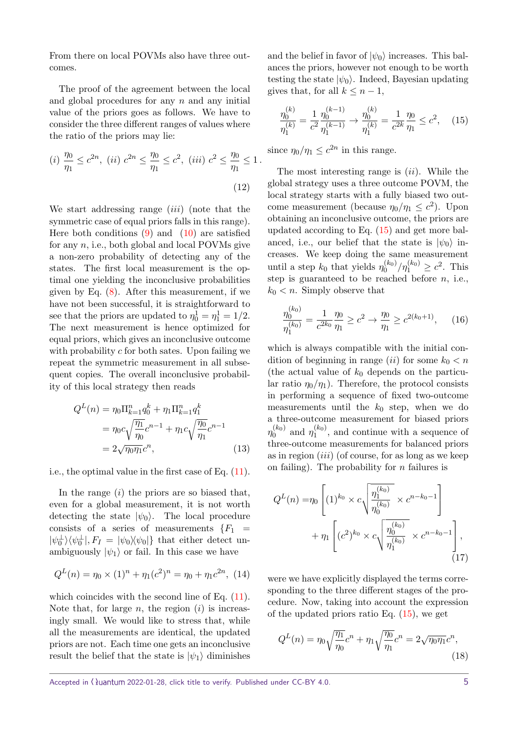From there on local POVMs also have three outcomes.

The proof of the agreement between the local and global procedures for any $n$ and any initial value of the priors goes as follows. We have to consider the three different ranges of values where the ratio of the priors may lie:

$$(i)\ \frac{\eta_0}{\eta_1} \leq c^{2n},\ (ii)\ c^{2n} \leq \frac{\eta_0}{\eta_1} \leq c^2,\ (iii)\ c^2 \leq \frac{\eta_0}{\eta_1} \leq 1\,. \tag{12}$$

We start addressing range $(iii)$ (note that the symmetric case of equal priors falls in this range). Here both conditions (9) and (10) are satisfied for any $n$, i.e., both global and local POVMs give a non-zero probability of detecting any of the states. The first local measurement is the optimal one yielding the inconclusive probabilities given by Eq. (8). After this measurement, if we have not been successful, it is straightforward to see that the priors are updated to $\eta_0^1 = \eta_1^1 = 1/2$. The next measurement is hence optimized for equal priors, which gives an inconclusive outcome with probability $c$ for both sates. Upon failing we repeat the symmetric measurement in all subsequent copies. The overall inconclusive probability of this local strategy then reads

$$\begin{aligned} Q^L(n) &= \eta_0 \Pi_{k=1}^n q_0^k + \eta_1 \Pi_{k=1}^n q_1^k \\ &= \eta_0 c \sqrt{\frac{\eta_1}{\eta_0}} c^{n-1} + \eta_1 c \sqrt{\frac{\eta_0}{\eta_1}} c^{n-1} \\ &= 2\sqrt{\eta_0 \eta_1} c^n, \end{aligned} \tag{13}$$

i.e., the optimal value in the first case of Eq. (11).

In the range $(i)$ the priors are so biased that, even for a global measurement, it is not worth detecting the state $|\psi_0\rangle$. The local procedure consists of a series of measurements $\{F_1 = |\psi_0^\perp\rangle\langle\psi_0^\perp|, F_I = |\psi_0\rangle\langle\psi_0|\}$ that either detect unambiguously $|\psi_1\rangle$ or fail. In this case we have

$$Q^L(n) = \eta_0 \times (1)^n + \eta_1 (c^2)^n = \eta_0 + \eta_1 c^{2n}, \tag{14}$$

which coincides with the second line of Eq. (11). Note that, for large $n$, the region $(i)$ is increasingly small. We would like to stress that, while all the measurements are identical, the updated priors are not. Each time one gets an inconclusive result the belief that the state is $|\psi_1\rangle$ diminishes and the belief in favor of $|\psi_0\rangle$ increases. This balances the priors, however not enough to be worth testing the state $|\psi_0\rangle$. Indeed, Bayesian updating gives that, for all $k \leq n-1$,

$$\frac{\eta_0^{(k)}}{\eta_1^{(k)}} = \frac{1}{c^2} \frac{\eta_0^{(k-1)}}{\eta_1^{(k-1)}} \to \frac{\eta_0^{(k)}}{\eta_1^{(k)}} = \frac{1}{c^{2k}} \frac{\eta_0}{\eta_1} \leq c^2, \tag{15}$$

since $\eta_0/\eta_1 \leq c^{2n}$ in this range.

The most interesting range is $(ii)$. While the global strategy uses a three outcome POVM, the local strategy starts with a fully biased two outcome measurement (because $\eta_0/\eta_1 \leq c^2$). Upon obtaining an inconclusive outcome, the priors are updated according to Eq. (15) and get more balanced, i.e., our belief that the state is $|\psi_0\rangle$ increases. We keep doing the same measurement until a step $k_0$ that yields $\eta_0^{(k_0)}/\eta_1^{(k_0)} \geq c^2$. This step is guaranteed to be reached before $n$, i.e., $k_0 < n$. Simply observe that

$$\frac{\eta_0^{(k_0)}}{\eta_1^{(k_0)}} = \frac{1}{c^{2k_0}} \frac{\eta_0}{\eta_1} \geq c^2 \to \frac{\eta_0}{\eta_1} \geq c^{2(k_0+1)}, \tag{16}$$

which is always compatible with the initial condition of beginning in range $(ii)$ for some $k_0 < n$ (the actual value of $k_0$ depends on the particular ratio $\eta_0/\eta_1$). Therefore, the protocol consists in performing a sequence of fixed two-outcome measurements until the $k_0$ step, when we do a three-outcome measurement for biased priors $\eta_0^{(k_0)}$ and $\eta_1^{(k_0)}$, and continue with a sequence of three-outcome measurements for balanced priors as in region $(iii)$ (of course, for as long as we keep on failing). The probability for $n$ failures is

$$\begin{aligned} Q^L(n) =& \eta_0 \left[ (1)^{k_0} \times c \sqrt{\frac{\eta_1^{(k_0)}}{\eta_0^{(k_0)}}} \times c^{n-k_0-1} \right] \\ &+ \eta_1 \left[ (c^2)^{k_0} \times c \sqrt{\frac{\eta_0^{(k_0)}}{\eta_1^{(k_0)}}} \times c^{n-k_0-1} \right], \end{aligned} \tag{17}$$

were we have explicitly displayed the terms corresponding to the three different stages of the procedure. Now, taking into account the expression of the updated priors ratio Eq. (15), we get

$$Q^L(n) = \eta_0 \sqrt{\frac{\eta_1}{\eta_0}} c^n + \eta_1 \sqrt{\frac{\eta_0}{\eta_1}} c^n = 2\sqrt{\eta_0 \eta_1} c^n, \tag{18}$$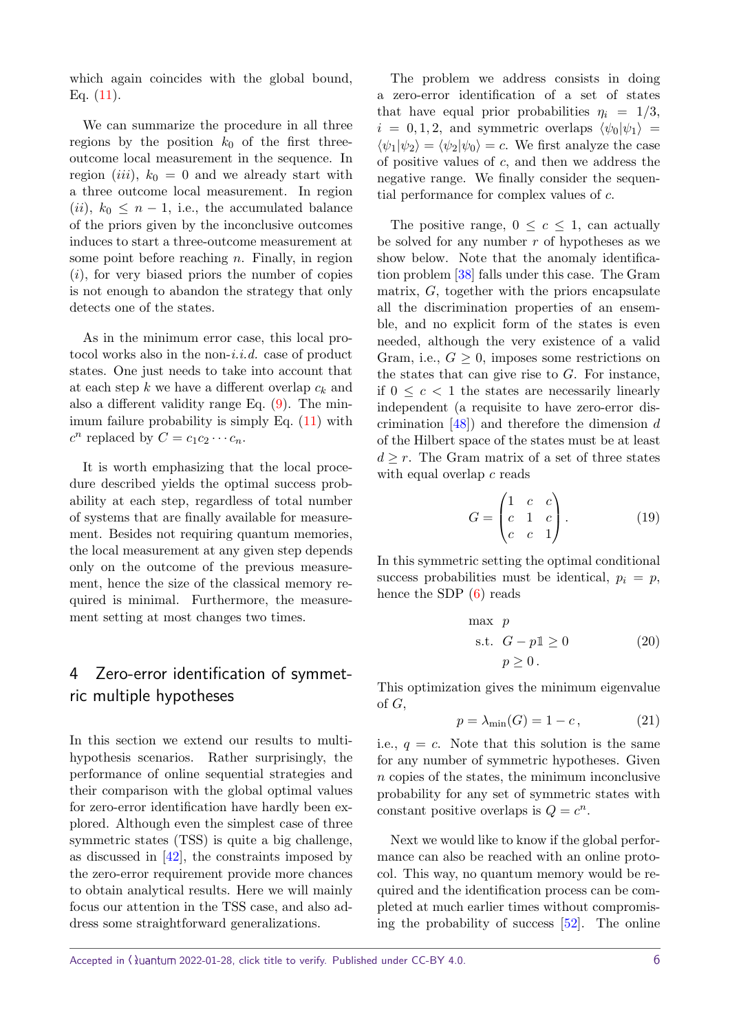which again coincides with the global bound, Eq. (11).

We can summarize the procedure in all three regions by the position $k_0$ of the first three-outcome local measurement in the sequence. In region $(iii)$, $k_0 = 0$ and we already start with a three outcome local measurement. In region $(ii)$, $k_0 \leq n-1$, i.e., the accumulated balance of the priors given by the inconclusive outcomes induces to start a three-outcome measurement at some point before reaching $n$. Finally, in region $(i)$, for very biased priors the number of copies is not enough to abandon the strategy that only detects one of the states.

As in the minimum error case, this local protocol works also in the non-*i.i.d.* case of product states. One just needs to take into account that at each step $k$ we have a different overlap $c_k$ and also a different validity range Eq. (9). The minimum failure probability is simply Eq. (11) with $c^n$ replaced by $C = c_1 c_2 \cdots c_n$.

It is worth emphasizing that the local procedure described yields the optimal success probability at each step, regardless of total number of systems that are finally available for measurement. Besides not requiring quantum memories, the local measurement at any given step depends only on the outcome of the previous measurement, hence the size of the classical memory required is minimal. Furthermore, the measurement setting at most changes two times.

## 4 Zero-error identification of symmetric multiple hypotheses

In this section we extend our results to multi-hypothesis scenarios. Rather surprisingly, the performance of online sequential strategies and their comparison with the global optimal values for zero-error identification have hardly been explored. Although even the simplest case of three symmetric states (TSS) is quite a big challenge, as discussed in [42], the constraints imposed by the zero-error requirement provide more chances to obtain analytical results. Here we will mainly focus our attention in the TSS case, and also address some straightforward generalizations.

The problem we address consists in doing a zero-error identification of a set of states that have equal prior probabilities $\eta_i = 1/3$, $i = 0, 1, 2$, and symmetric overlaps $\langle\psi_0|\psi_1\rangle = \langle\psi_1|\psi_2\rangle = \langle\psi_2|\psi_0\rangle = c$. We first analyze the case of positive values of $c$, and then we address the negative range. We finally consider the sequential performance for complex values of $c$.

The positive range, $0 \leq c \leq 1$, can actually be solved for any number $r$ of hypotheses as we show below. Note that the anomaly identification problem [38] falls under this case. The Gram matrix, $G$, together with the priors encapsulate all the discrimination properties of an ensemble, and no explicit form of the states is even needed, although the very existence of a valid Gram, i.e., $G \geq 0$, imposes some restrictions on the states that can give rise to $G$. For instance, if $0 \leq c < 1$ the states are necessarily linearly independent (a requisite to have zero-error discrimination [48]) and therefore the dimension $d$ of the Hilbert space of the states must be at least $d \geq r$. The Gram matrix of a set of three states with equal overlap $c$ reads

$$G = \begin{pmatrix} 1 & c & c \\ c & 1 & c \\ c & c & 1 \end{pmatrix}. \tag{19}$$

In this symmetric setting the optimal conditional success probabilities must be identical, $p_i = p$, hence the SDP (6) reads

$$\begin{aligned} &\max \;\; p \\ &\text{s.t.} \;\; G - p\mathbb{1} \geq 0 \\ &\qquad p \geq 0\,. \end{aligned} \tag{20}$$

This optimization gives the minimum eigenvalue of $G$,

$$p = \lambda_{\min}(G) = 1 - c\,, \tag{21}$$

i.e., $q = c$. Note that this solution is the same for any number of symmetric hypotheses. Given $n$ copies of the states, the minimum inconclusive probability for any set of symmetric states with constant positive overlaps is $Q = c^n$.

Next we would like to know if the global performance can also be reached with an online protocol. This way, no quantum memory would be required and the identification process can be completed at much earlier times without compromising the probability of success [52]. The online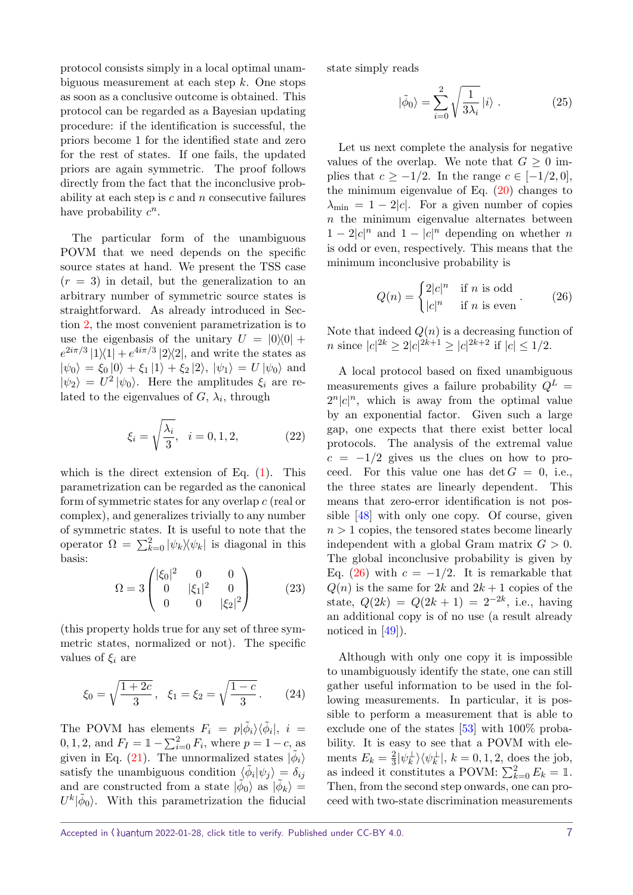protocol consists simply in a local optimal unambiguous measurement at each step $k$. One stops as soon as a conclusive outcome is obtained. This protocol can be regarded as a Bayesian updating procedure: if the identification is successful, the priors become 1 for the identified state and zero for the rest of states. If one fails, the updated priors are again symmetric. The proof follows directly from the fact that the inconclusive probability at each step is $c$ and $n$ consecutive failures have probability $c^n$.

The particular form of the unambiguous POVM that we need depends on the specific source states at hand. We present the TSS case ($r = 3$) in detail, but the generalization to an arbitrary number of symmetric source states is straightforward. As already introduced in Section 2, the most convenient parametrization is to use the eigenbasis of the unitary $U = |0\rangle\langle 0| + e^{2i\pi/3}|1\rangle\langle 1| + e^{4i\pi/3}|2\rangle\langle 2|$, and write the states as $|\psi_0\rangle = \xi_0|0\rangle + \xi_1|1\rangle + \xi_2|2\rangle$, $|\psi_1\rangle = U|\psi_0\rangle$ and $|\psi_2\rangle = U^2|\psi_0\rangle$. Here the amplitudes $\xi_i$ are related to the eigenvalues of $G$, $\lambda_i$, through

$$\xi_i = \sqrt{\frac{\lambda_i}{3}}, \quad i = 0, 1, 2, \tag{22}$$

which is the direct extension of Eq. (1). This parametrization can be regarded as the canonical form of symmetric states for any overlap $c$ (real or complex), and generalizes trivially to any number of symmetric states. It is useful to note that the operator $\Omega = \sum_{k=0}^{2} |\psi_k\rangle\langle\psi_k|$ is diagonal in this basis:

$$\Omega = 3\begin{pmatrix} |\xi_0|^2 & 0 & 0 \\ 0 & |\xi_1|^2 & 0 \\ 0 & 0 & |\xi_2|^2 \end{pmatrix} \tag{23}$$

(this property holds true for any set of three symmetric states, normalized or not). The specific values of $\xi_i$ are

$$\xi_0 = \sqrt{\frac{1+2c}{3}}, \quad \xi_1 = \xi_2 = \sqrt{\frac{1-c}{3}}. \tag{24}$$

The POVM has elements $F_i = p|\tilde{\phi}_i\rangle\langle\tilde{\phi}_i|$, $i = 0, 1, 2$, and $F_I = \mathbb{1} - \sum_{i=0}^{2} F_i$, where $p = 1 - c$, as given in Eq. (21). The unnormalized states $|\tilde{\phi}_i\rangle$ satisfy the unambiguous condition $\langle\tilde{\phi}_i|\psi_j\rangle = \delta_{ij}$ and are constructed from a state $|\tilde{\phi}_0\rangle$ as $|\tilde{\phi}_k\rangle = U^k|\tilde{\phi}_0\rangle$. With this parametrization the fiducial state simply reads

$$|\tilde{\phi}_0\rangle = \sum_{i=0}^{2} \sqrt{\frac{1}{3\lambda_i}}\, |i\rangle\,. \tag{25}$$

Let us next complete the analysis for negative values of the overlap. We note that $G \geq 0$ implies that $c \geq -1/2$. In the range $c \in [-1/2, 0]$, the minimum eigenvalue of Eq. (20) changes to $\lambda_{\min} = 1 - 2|c|$. For a given number of copies $n$ the minimum eigenvalue alternates between $1 - 2|c|^n$ and $1 - |c|^n$ depending on whether $n$ is odd or even, respectively. This means that the minimum inconclusive probability is

$$Q(n) = \begin{cases} 2|c|^n & \text{if } n \text{ is odd} \\ |c|^n & \text{if } n \text{ is even} \end{cases}. \tag{26}$$

Note that indeed $Q(n)$ is a decreasing function of $n$ since $|c|^{2k} \geq 2|c|^{2k+1} \geq |c|^{2k+2}$ if $|c| \leq 1/2$.

A local protocol based on fixed unambiguous measurements gives a failure probability $Q^L = 2^n|c|^n$, which is away from the optimal value by an exponential factor. Given such a large gap, one expects that there exist better local protocols. The analysis of the extremal value $c = -1/2$ gives us the clues on how to proceed. For this value one has $\det G = 0$, i.e., the three states are linearly dependent. This means that zero-error identification is not possible [48] with only one copy. Of course, given $n > 1$ copies, the tensored states become linearly independent with a global Gram matrix $G > 0$. The global inconclusive probability is given by Eq. (26) with $c = -1/2$. It is remarkable that $Q(n)$ is the same for $2k$ and $2k+1$ copies of the state, $Q(2k) = Q(2k+1) = 2^{-2k}$, i.e., having an additional copy is of no use (a result already noticed in [49]).

Although with only one copy it is impossible to unambiguously identify the state, one can still gather useful information to be used in the following measurements. In particular, it is possible to perform a measurement that is able to exclude one of the states [53] with 100% probability. It is easy to see that a POVM with elements $E_k = \frac{2}{3}|\psi_k^{\perp}\rangle\langle\psi_k^{\perp}|$, $k = 0, 1, 2$, does the job, as indeed it constitutes a POVM: $\sum_{k=0}^{2} E_k = \mathbb{1}$. Then, from the second step onwards, one can proceed with two-state discrimination measurements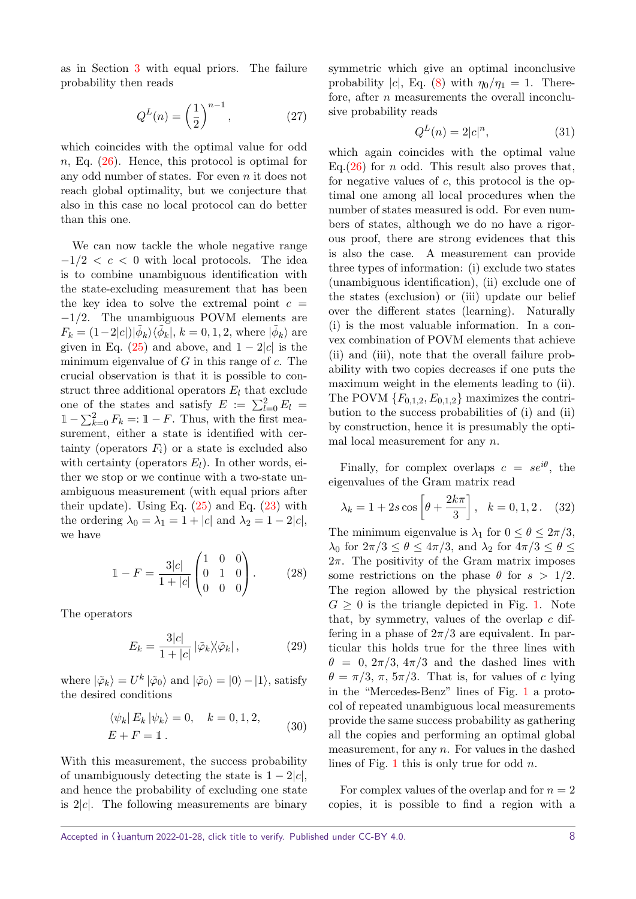as in Section 3 with equal priors. The failure probability then reads

$$Q^L(n) = \left(\frac{1}{2}\right)^{n-1}, \tag{27}$$

which coincides with the optimal value for odd $n$, Eq. (26). Hence, this protocol is optimal for any odd number of states. For even $n$ it does not reach global optimality, but we conjecture that also in this case no local protocol can do better than this one.

We can now tackle the whole negative range $-1/2 < c < 0$ with local protocols. The idea is to combine unambiguous identification with the state-excluding measurement that has been the key idea to solve the extremal point $c = -1/2$. The unambiguous POVM elements are $F_k = (1-2|c|)|\tilde{\phi}_k\rangle\langle\tilde{\phi}_k|$, $k = 0, 1, 2$, where $|\tilde{\phi}_k\rangle$ are given in Eq. (25) and above, and $1 - 2|c|$ is the minimum eigenvalue of $G$ in this range of $c$. The crucial observation is that it is possible to construct three additional operators $E_l$ that exclude one of the states and satisfy $E := \sum_{l=0}^{2} E_l = \mathbb{1} - \sum_{k=0}^{2} F_k =: \mathbb{1} - F$. Thus, with the first measurement, either a state is identified with certainty (operators $F_i$) or a state is excluded also with certainty (operators $E_l$). In other words, either we stop or we continue with a two-state unambiguous measurement (with equal priors after their update). Using Eq. (25) and Eq. (23) with the ordering $\lambda_0 = \lambda_1 = 1 + |c|$ and $\lambda_2 = 1 - 2|c|$, we have

$$\mathbb{1} - F = \frac{3|c|}{1+|c|}\begin{pmatrix} 1 & 0 & 0 \\ 0 & 1 & 0 \\ 0 & 0 & 0 \end{pmatrix}. \tag{28}$$

The operators

$$E_k = \frac{3|c|}{1+|c|}\,|\tilde{\varphi}_k\rangle\langle\tilde{\varphi}_k|\,, \tag{29}$$

where $|\tilde{\varphi}_k\rangle = U^k\,|\tilde{\varphi}_0\rangle$ and $|\tilde{\varphi}_0\rangle = |0\rangle - |1\rangle$, satisfy the desired conditions

$$\begin{aligned} &\langle\psi_k|\,E_k\,|\psi_k\rangle = 0, \quad k = 0, 1, 2, \\ &E + F = \mathbb{1}\,. \end{aligned} \tag{30}$$

With this measurement, the success probability of unambiguously detecting the state is $1 - 2|c|$, and hence the probability of excluding one state is $2|c|$. The following measurements are binary symmetric which give an optimal inconclusive probability $|c|$, Eq. (8) with $\eta_0/\eta_1 = 1$. Therefore, after $n$ measurements the overall inconclusive probability reads

$$Q^L(n) = 2|c|^n, \tag{31}$$

which again coincides with the optimal value Eq.(26) for $n$ odd. This result also proves that, for negative values of $c$, this protocol is the optimal one among all local procedures when the number of states measured is odd. For even numbers of states, although we do no have a rigorous proof, there are strong evidences that this is also the case. A measurement can provide three types of information: (i) exclude two states (unambiguous identification), (ii) exclude one of the states (exclusion) or (iii) update our belief over the different states (learning). Naturally (i) is the most valuable information. In a convex combination of POVM elements that achieve (ii) and (iii), note that the overall failure probability with two copies decreases if one puts the maximum weight in the elements leading to (ii). The POVM $\{F_{0,1,2}, E_{0,1,2}\}$ maximizes the contribution to the success probabilities of (i) and (ii) by construction, hence it is presumably the optimal local measurement for any $n$.

Finally, for complex overlaps $c = se^{i\theta}$, the eigenvalues of the Gram matrix read

$$\lambda_k = 1 + 2s\cos\left[\theta + \frac{2k\pi}{3}\right], \quad k = 0, 1, 2\,. \tag{32}$$

The minimum eigenvalue is $\lambda_1$ for $0 \leq \theta \leq 2\pi/3$, $\lambda_0$ for $2\pi/3 \leq \theta \leq 4\pi/3$, and $\lambda_2$ for $4\pi/3 \leq \theta \leq 2\pi$. The positivity of the Gram matrix imposes some restrictions on the phase $\theta$ for $s > 1/2$. The region allowed by the physical restriction $G \geq 0$ is the triangle depicted in Fig. 1. Note that, by symmetry, values of the overlap $c$ differing in a phase of $2\pi/3$ are equivalent. In particular this holds true for the three lines with $\theta = 0, 2\pi/3, 4\pi/3$ and the dashed lines with $\theta = \pi/3, \pi, 5\pi/3$. That is, for values of $c$ lying in the "Mercedes-Benz" lines of Fig. 1 a protocol of repeated unambiguous local measurements provide the same success probability as gathering all the copies and performing an optimal global measurement, for any $n$. For values in the dashed lines of Fig. 1 this is only true for odd $n$.

For complex values of the overlap and for $n = 2$ copies, it is possible to find a region with a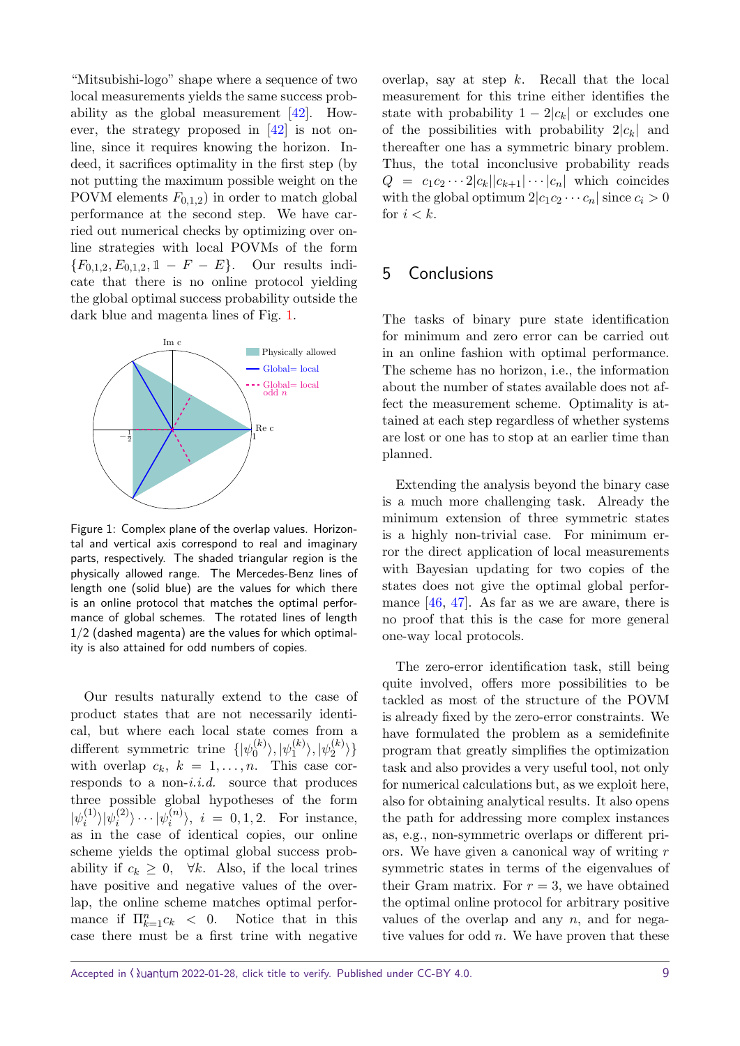"Mitsubishi-logo" shape where a sequence of two local measurements yields the same success probability as the global measurement [42]. However, the strategy proposed in [42] is not online, since it requires knowing the horizon. Indeed, it sacrifices optimality in the first step (by not putting the maximum possible weight on the POVM elements $F_{0,1,2}$) in order to match global performance at the second step. We have carried out numerical checks by optimizing over online strategies with local POVMs of the form $\{F_{0,1,2}, E_{0,1,2}, \mathbb{1} - F - E\}$. Our results indicate that there is no online protocol yielding the global optimal success probability outside the dark blue and magenta lines of Fig. 1.

Figure 1: Complex plane of the overlap values. Horizontal and vertical axis correspond to real and imaginary parts, respectively. The shaded triangular region is the physically allowed range. The Mercedes-Benz lines of length one (solid blue) are the values for which there is an online protocol that matches the optimal performance of global schemes. The rotated lines of length 1/2 (dashed magenta) are the values for which optimality is also attained for odd numbers of copies.

Our results naturally extend to the case of product states that are not necessarily identical, but where each local state comes from a different symmetric trine $\{|\psi_0^{(k)}\rangle, |\psi_1^{(k)}\rangle, |\psi_2^{(k)}\rangle\}$ with overlap $c_k$, $k = 1, \ldots, n$. This corresponds to a non-*i.i.d.* source that produces three possible global hypotheses of the form $|\psi_i^{(1)}\rangle|\psi_i^{(2)}\rangle \cdots |\psi_i^{(n)}\rangle$, $i = 0, 1, 2$. For instance, as in the case of identical copies, our online scheme yields the optimal global success probability if $c_k \geq 0$, $\forall k$. Also, if the local trines have positive and negative values of the overlap, the online scheme matches optimal performance if $\Pi_{k=1}^{n} c_k < 0$. Notice that in this case there must be a first trine with negative overlap, say at step $k$. Recall that the local measurement for this trine either identifies the state with probability $1 - 2|c_k|$ or excludes one of the possibilities with probability $2|c_k|$ and thereafter one has a symmetric binary problem. Thus, the total inconclusive probability reads $Q = c_1 c_2 \cdots 2|c_k||c_{k+1}| \cdots |c_n|$ which coincides with the global optimum $2|c_1 c_2 \cdots c_n|$ since $c_i > 0$ for $i < k$.

## 5 Conclusions

The tasks of binary pure state identification for minimum and zero error can be carried out in an online fashion with optimal performance. The scheme has no horizon, i.e., the information about the number of states available does not affect the measurement scheme. Optimality is attained at each step regardless of whether systems are lost or one has to stop at an earlier time than planned.

Extending the analysis beyond the binary case is a much more challenging task. Already the minimum extension of three symmetric states is a highly non-trivial case. For minimum error the direct application of local measurements with Bayesian updating for two copies of the states does not give the optimal global performance [46, 47]. As far as we are aware, there is no proof that this is the case for more general one-way local protocols.

The zero-error identification task, still being quite involved, offers more possibilities to be tackled as most of the structure of the POVM is already fixed by the zero-error constraints. We have formulated the problem as a semidefinite program that greatly simplifies the optimization task and also provides a very useful tool, not only for numerical calculations but, as we exploit here, also for obtaining analytical results. It also opens the path for addressing more complex instances as, e.g., non-symmetric overlaps or different priors. We have given a canonical way of writing $r$ symmetric states in terms of the eigenvalues of their Gram matrix. For $r = 3$, we have obtained the optimal online protocol for arbitrary positive values of the overlap and any $n$, and for negative values for odd $n$. We have proven that these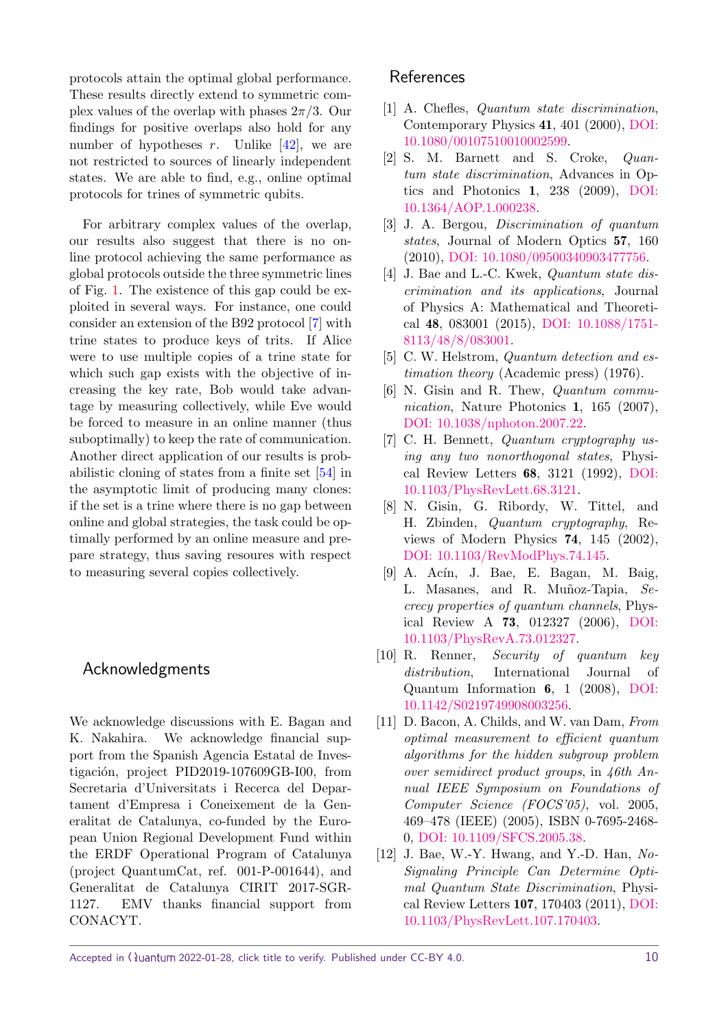protocols attain the optimal global performance. These results directly extend to symmetric complex values of the overlap with phases $2\pi/3$. Our findings for positive overlaps also hold for any number of hypotheses $r$. Unlike [42], we are not restricted to sources of linearly independent states. We are able to find, e.g., online optimal protocols for trines of symmetric qubits.

For arbitrary complex values of the overlap, our results also suggest that there is no online protocol achieving the same performance as global protocols outside the three symmetric lines of Fig. 1. The existence of this gap could be exploited in several ways. For instance, one could consider an extension of the B92 protocol [7] with trine states to produce keys of trits. If Alice were to use multiple copies of a trine state for which such gap exists with the objective of increasing the key rate, Bob would take advantage by measuring collectively, while Eve would be forced to measure in an online manner (thus suboptimally) to keep the rate of communication. Another direct application of our results is probabilistic cloning of states from a finite set [54] in the asymptotic limit of producing many clones: if the set is a trine where there is no gap between online and global strategies, the task could be optimally performed by an online measure and prepare strategy, thus saving resoures with respect to measuring several copies collectively.

## Acknowledgments

We acknowledge discussions with E. Bagan and K. Nakahira. We acknowledge financial support from the Spanish Agencia Estatal de Investigación, project PID2019-107609GB-I00, from Secretaria d'Universitats i Recerca del Departament d'Empresa i Coneixement de la Generalitat de Catalunya, co-funded by the European Union Regional Development Fund within the ERDF Operational Program of Catalunya (project QuantumCat, ref. 001-P-001644), and Generalitat de Catalunya CIRIT 2017-SGR-1127. EMV thanks financial support from CONACYT.

## References

[1] A. Chefles, *Quantum state discrimination*, Contemporary Physics **41**, 401 (2000), DOI: 10.1080/00107510010002599.

[2] S. M. Barnett and S. Croke, *Quantum state discrimination*, Advances in Optics and Photonics **1**, 238 (2009), DOI: 10.1364/AOP.1.000238.

[3] J. A. Bergou, *Discrimination of quantum states*, Journal of Modern Optics **57**, 160 (2010), DOI: 10.1080/09500340903477756.

[4] J. Bae and L.-C. Kwek, *Quantum state discrimination and its applications*, Journal of Physics A: Mathematical and Theoretical **48**, 083001 (2015), DOI: 10.1088/1751-8113/48/8/083001.

[5] C. W. Helstrom, *Quantum detection and estimation theory* (Academic press) (1976).

[6] N. Gisin and R. Thew, *Quantum communication*, Nature Photonics **1**, 165 (2007), DOI: 10.1038/nphoton.2007.22.

[7] C. H. Bennett, *Quantum cryptography using any two nonorthogonal states*, Physical Review Letters **68**, 3121 (1992), DOI: 10.1103/PhysRevLett.68.3121.

[8] N. Gisin, G. Ribordy, W. Tittel, and H. Zbinden, *Quantum cryptography*, Reviews of Modern Physics **74**, 145 (2002), DOI: 10.1103/RevModPhys.74.145.

[9] A. Acín, J. Bae, E. Bagan, M. Baig, L. Masanes, and R. Muñoz-Tapia, *Secrecy properties of quantum channels*, Physical Review A **73**, 012327 (2006), DOI: 10.1103/PhysRevA.73.012327.

[10] R. Renner, *Security of quantum key distribution*, International Journal of Quantum Information **6**, 1 (2008), DOI: 10.1142/S0219749908003256.

[11] D. Bacon, A. Childs, and W. van Dam, *From optimal measurement to efficient quantum algorithms for the hidden subgroup problem over semidirect product groups*, in *46th Annual IEEE Symposium on Foundations of Computer Science (FOCS'05)*, vol. 2005, 469–478 (IEEE) (2005), ISBN 0-7695-2468-0, DOI: 10.1109/SFCS.2005.38.

[12] J. Bae, W.-Y. Hwang, and Y.-D. Han, *No-Signaling Principle Can Determine Optimal Quantum State Discrimination*, Physical Review Letters **107**, 170403 (2011), DOI: 10.1103/PhysRevLett.107.170403.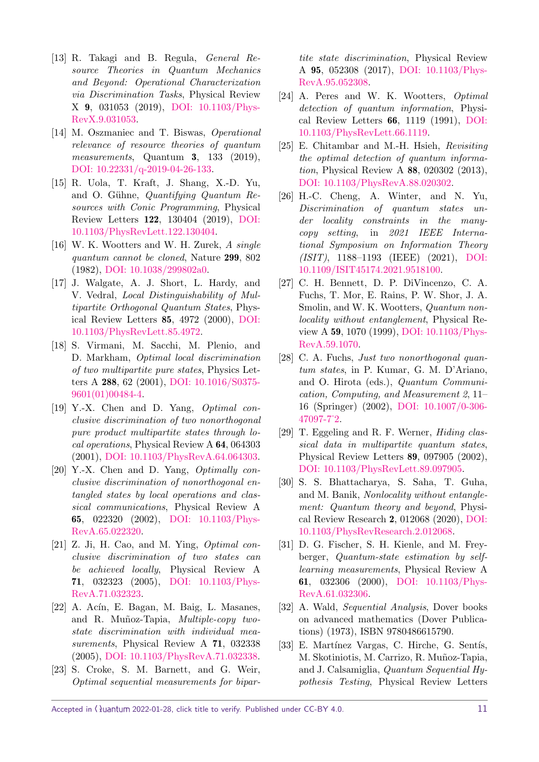[13] R. Takagi and B. Regula, *General Resource Theories in Quantum Mechanics and Beyond: Operational Characterization via Discrimination Tasks*, Physical Review X **9**, 031053 (2019), DOI: 10.1103/PhysRevX.9.031053.

[14] M. Oszmaniec and T. Biswas, *Operational relevance of resource theories of quantum measurements*, Quantum **3**, 133 (2019), DOI: 10.22331/q-2019-04-26-133.

[15] R. Uola, T. Kraft, J. Shang, X.-D. Yu, and O. Gühne, *Quantifying Quantum Resources with Conic Programming*, Physical Review Letters **122**, 130404 (2019), DOI: 10.1103/PhysRevLett.122.130404.

[16] W. K. Wootters and W. H. Zurek, *A single quantum cannot be cloned*, Nature **299**, 802 (1982), DOI: 10.1038/299802a0.

[17] J. Walgate, A. J. Short, L. Hardy, and V. Vedral, *Local Distinguishability of Multipartite Orthogonal Quantum States*, Physical Review Letters **85**, 4972 (2000), DOI: 10.1103/PhysRevLett.85.4972.

[18] S. Virmani, M. Sacchi, M. Plenio, and D. Markham, *Optimal local discrimination of two multipartite pure states*, Physics Letters A **288**, 62 (2001), DOI: 10.1016/S0375-9601(01)00484-4.

[19] Y.-X. Chen and D. Yang, *Optimal conclusive discrimination of two nonorthogonal pure product multipartite states through local operations*, Physical Review A **64**, 064303 (2001), DOI: 10.1103/PhysRevA.64.064303.

[20] Y.-X. Chen and D. Yang, *Optimally conclusive discrimination of nonorthogonal entangled states by local operations and classical communications*, Physical Review A **65**, 022320 (2002), DOI: 10.1103/PhysRevA.65.022320.

[21] Z. Ji, H. Cao, and M. Ying, *Optimal conclusive discrimination of two states can be achieved locally*, Physical Review A **71**, 032323 (2005), DOI: 10.1103/PhysRevA.71.032323.

[22] A. Acín, E. Bagan, M. Baig, L. Masanes, and R. Muñoz-Tapia, *Multiple-copy two-state discrimination with individual measurements*, Physical Review A **71**, 032338 (2005), DOI: 10.1103/PhysRevA.71.032338.

[23] S. Croke, S. M. Barnett, and G. Weir, *Optimal sequential measurements for bipartite state discrimination*, Physical Review A **95**, 052308 (2017), DOI: 10.1103/PhysRevA.95.052308.

[24] A. Peres and W. K. Wootters, *Optimal detection of quantum information*, Physical Review Letters **66**, 1119 (1991), DOI: 10.1103/PhysRevLett.66.1119.

[25] E. Chitambar and M.-H. Hsieh, *Revisiting the optimal detection of quantum information*, Physical Review A **88**, 020302 (2013), DOI: 10.1103/PhysRevA.88.020302.

[26] H.-C. Cheng, A. Winter, and N. Yu, *Discrimination of quantum states under locality constraints in the many-copy setting*, in *2021 IEEE International Symposium on Information Theory (ISIT)*, 1188–1193 (IEEE) (2021), DOI: 10.1109/ISIT45174.2021.9518100.

[27] C. H. Bennett, D. P. DiVincenzo, C. A. Fuchs, T. Mor, E. Rains, P. W. Shor, J. A. Smolin, and W. K. Wootters, *Quantum nonlocality without entanglement*, Physical Review A **59**, 1070 (1999), DOI: 10.1103/PhysRevA.59.1070.

[28] C. A. Fuchs, *Just two nonorthogonal quantum states*, in P. Kumar, G. M. D'Ariano, and O. Hirota (eds.), *Quantum Communication, Computing, and Measurement 2*, 11–16 (Springer) (2002), DOI: 10.1007/0-306-47097-7_2.

[29] T. Eggeling and R. F. Werner, *Hiding classical data in multipartite quantum states*, Physical Review Letters **89**, 097905 (2002), DOI: 10.1103/PhysRevLett.89.097905.

[30] S. S. Bhattacharya, S. Saha, T. Guha, and M. Banik, *Nonlocality without entanglement: Quantum theory and beyond*, Physical Review Research **2**, 012068 (2020), DOI: 10.1103/PhysRevResearch.2.012068.

[31] D. G. Fischer, S. H. Kienle, and M. Freyberger, *Quantum-state estimation by self-learning measurements*, Physical Review A **61**, 032306 (2000), DOI: 10.1103/PhysRevA.61.032306.

[32] A. Wald, *Sequential Analysis*, Dover books on advanced mathematics (Dover Publications) (1973), ISBN 9780486615790.

[33] E. Martínez Vargas, C. Hirche, G. Sentís, M. Skotiniotis, M. Carrizo, R. Muñoz-Tapia, and J. Calsamiglia, *Quantum Sequential Hypothesis Testing*, Physical Review Letters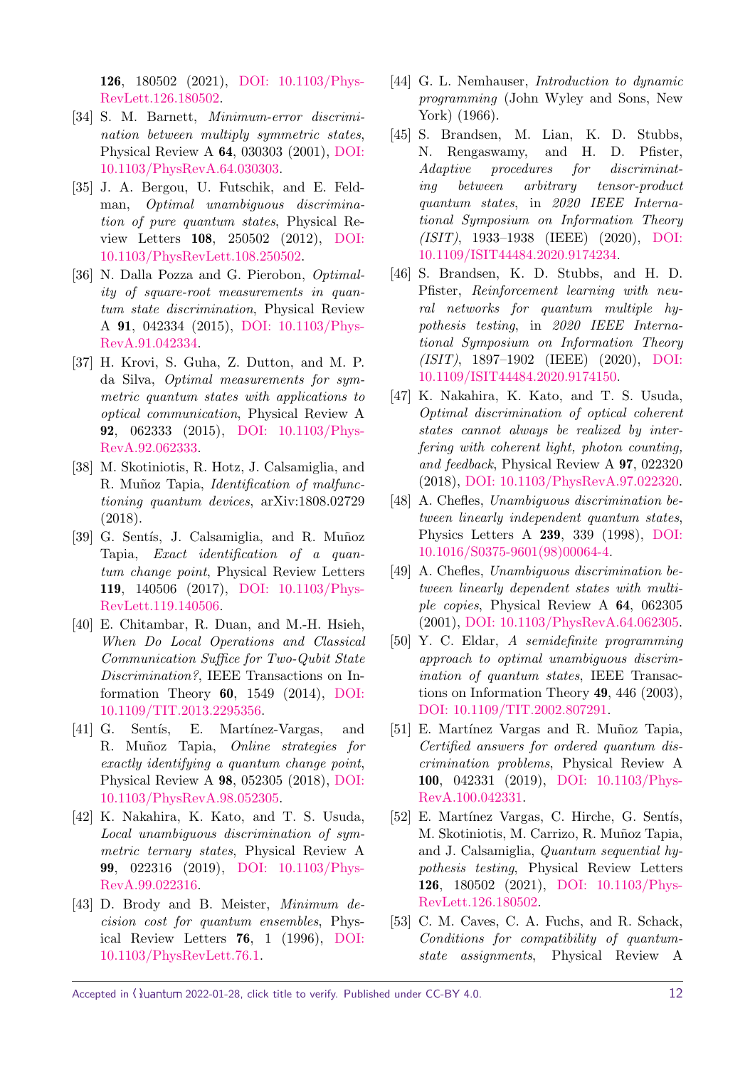**126**, 180502 (2021), DOI: 10.1103/PhysRevLett.126.180502.

[34] S. M. Barnett, *Minimum-error discrimination between multiply symmetric states*, Physical Review A **64**, 030303 (2001), DOI: 10.1103/PhysRevA.64.030303.

[35] J. A. Bergou, U. Futschik, and E. Feldman, *Optimal unambiguous discrimination of pure quantum states*, Physical Review Letters **108**, 250502 (2012), DOI: 10.1103/PhysRevLett.108.250502.

[36] N. Dalla Pozza and G. Pierobon, *Optimality of square-root measurements in quantum state discrimination*, Physical Review A **91**, 042334 (2015), DOI: 10.1103/PhysRevA.91.042334.

[37] H. Krovi, S. Guha, Z. Dutton, and M. P. da Silva, *Optimal measurements for symmetric quantum states with applications to optical communication*, Physical Review A **92**, 062333 (2015), DOI: 10.1103/PhysRevA.92.062333.

[38] M. Skotiniotis, R. Hotz, J. Calsamiglia, and R. Muñoz Tapia, *Identification of malfunctioning quantum devices*, arXiv:1808.02729 (2018).

[39] G. Sentís, J. Calsamiglia, and R. Muñoz Tapia, *Exact identification of a quantum change point*, Physical Review Letters **119**, 140506 (2017), DOI: 10.1103/PhysRevLett.119.140506.

[40] E. Chitambar, R. Duan, and M.-H. Hsieh, *When Do Local Operations and Classical Communication Suffice for Two-Qubit State Discrimination?*, IEEE Transactions on Information Theory **60**, 1549 (2014), DOI: 10.1109/TIT.2013.2295356.

[41] G. Sentís, E. Martínez-Vargas, and R. Muñoz Tapia, *Online strategies for exactly identifying a quantum change point*, Physical Review A **98**, 052305 (2018), DOI: 10.1103/PhysRevA.98.052305.

[42] K. Nakahira, K. Kato, and T. S. Usuda, *Local unambiguous discrimination of symmetric ternary states*, Physical Review A **99**, 022316 (2019), DOI: 10.1103/PhysRevA.99.022316.

[43] D. Brody and B. Meister, *Minimum decision cost for quantum ensembles*, Physical Review Letters **76**, 1 (1996), DOI: 10.1103/PhysRevLett.76.1.

[44] G. L. Nemhauser, *Introduction to dynamic programming* (John Wyley and Sons, New York) (1966).

[45] S. Brandsen, M. Lian, K. D. Stubbs, N. Rengaswamy, and H. D. Pfister, *Adaptive procedures for discriminating between arbitrary tensor-product quantum states*, in *2020 IEEE International Symposium on Information Theory (ISIT)*, 1933–1938 (IEEE) (2020), DOI: 10.1109/ISIT44484.2020.9174234.

[46] S. Brandsen, K. D. Stubbs, and H. D. Pfister, *Reinforcement learning with neural networks for quantum multiple hypothesis testing*, in *2020 IEEE International Symposium on Information Theory (ISIT)*, 1897–1902 (IEEE) (2020), DOI: 10.1109/ISIT44484.2020.9174150.

[47] K. Nakahira, K. Kato, and T. S. Usuda, *Optimal discrimination of optical coherent states cannot always be realized by interfering with coherent light, photon counting, and feedback*, Physical Review A **97**, 022320 (2018), DOI: 10.1103/PhysRevA.97.022320.

[48] A. Chefles, *Unambiguous discrimination between linearly independent quantum states*, Physics Letters A **239**, 339 (1998), DOI: 10.1016/S0375-9601(98)00064-4.

[49] A. Chefles, *Unambiguous discrimination between linearly dependent states with multiple copies*, Physical Review A **64**, 062305 (2001), DOI: 10.1103/PhysRevA.64.062305.

[50] Y. C. Eldar, *A semidefinite programming approach to optimal unambiguous discrimination of quantum states*, IEEE Transactions on Information Theory **49**, 446 (2003), DOI: 10.1109/TIT.2002.807291.

[51] E. Martínez Vargas and R. Muñoz Tapia, *Certified answers for ordered quantum discrimination problems*, Physical Review A **100**, 042331 (2019), DOI: 10.1103/PhysRevA.100.042331.

[52] E. Martínez Vargas, C. Hirche, G. Sentís, M. Skotiniotis, M. Carrizo, R. Muñoz Tapia, and J. Calsamiglia, *Quantum sequential hypothesis testing*, Physical Review Letters **126**, 180502 (2021), DOI: 10.1103/PhysRevLett.126.180502.

[53] C. M. Caves, C. A. Fuchs, and R. Schack, *Conditions for compatibility of quantum-state assignments*, Physical Review A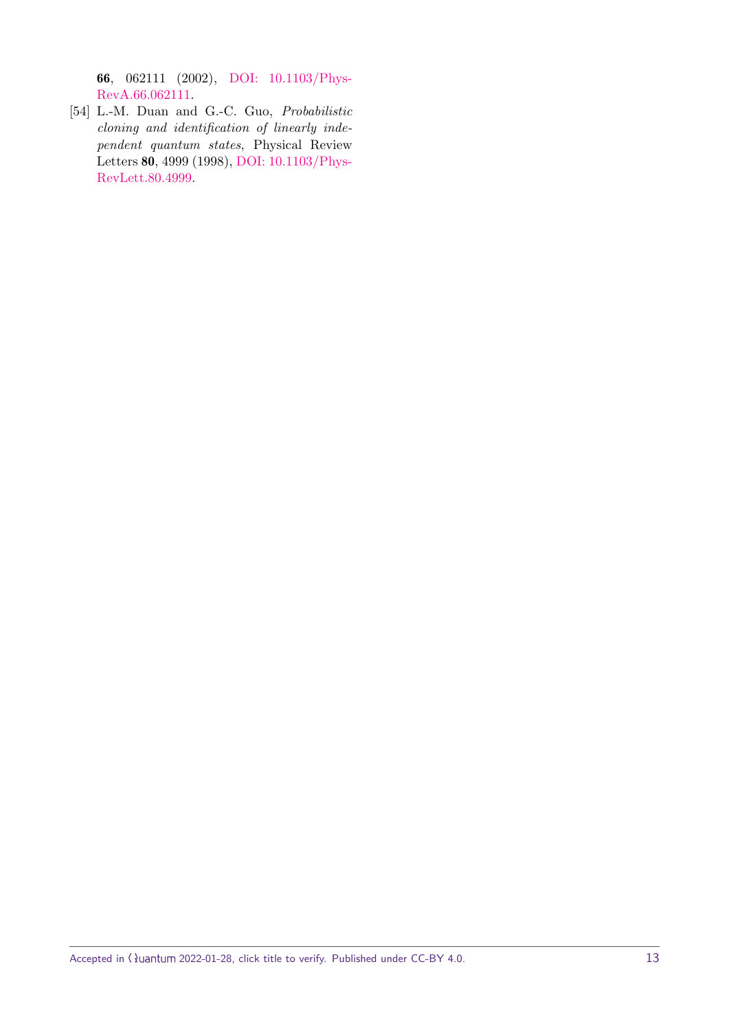**66**, 062111 (2002), DOI: 10.1103/PhysRevA.66.062111.

[54] L.-M. Duan and G.-C. Guo, *Probabilistic cloning and identification of linearly independent quantum states*, Physical Review Letters **80**, 4999 (1998), DOI: 10.1103/PhysRevLett.80.4999.